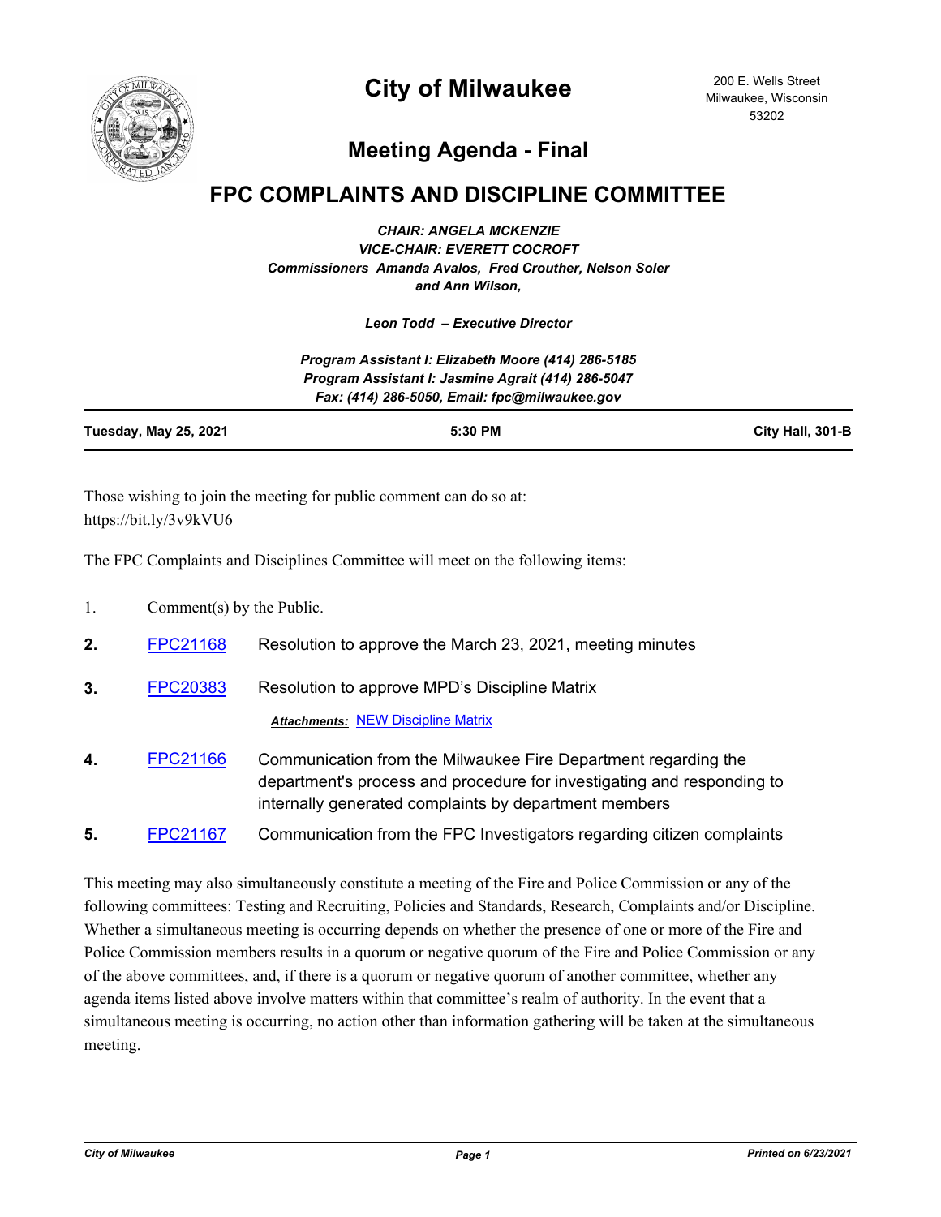# City of Milwaukee

200 E. Wells Street
Milwaukee, Wisconsin
53202

## Meeting Agenda - Final

# FPC COMPLAINTS AND DISCIPLINE COMMITTEE

*CHAIR: ANGELA MCKENZIE*
*VICE-CHAIR: EVERETT COCROFT*
*Commissioners Amanda Avalos, Fred Crouther, Nelson Soler and Ann Wilson,*

*Leon Todd – Executive Director*

*Program Assistant I: Elizabeth Moore (414) 286-5185*
*Program Assistant I: Jasmine Agrait (414) 286-5047*
*Fax: (414) 286-5050, Email: fpc@milwaukee.gov*

| Tuesday, May 25, 2021 | 5:30 PM | City Hall, 301-B |
|---|---|---|

Those wishing to join the meeting for public comment can do so at:
https://bit.ly/3v9kVU6

The FPC Complaints and Disciplines Committee will meet on the following items:

1. Comment(s) by the Public.

2. **FPC21168** Resolution to approve the March 23, 2021, meeting minutes

3. **FPC20383** Resolution to approve MPD's Discipline Matrix

   ***Attachments:*** NEW Discipline Matrix

4. **FPC21166** Communication from the Milwaukee Fire Department regarding the department's process and procedure for investigating and responding to internally generated complaints by department members

5. **FPC21167** Communication from the FPC Investigators regarding citizen complaints

This meeting may also simultaneously constitute a meeting of the Fire and Police Commission or any of the following committees: Testing and Recruiting, Policies and Standards, Research, Complaints and/or Discipline. Whether a simultaneous meeting is occurring depends on whether the presence of one or more of the Fire and Police Commission members results in a quorum or negative quorum of the Fire and Police Commission or any of the above committees, and, if there is a quorum or negative quorum of another committee, whether any agenda items listed above involve matters within that committee's realm of authority. In the event that a simultaneous meeting is occurring, no action other than information gathering will be taken at the simultaneous meeting.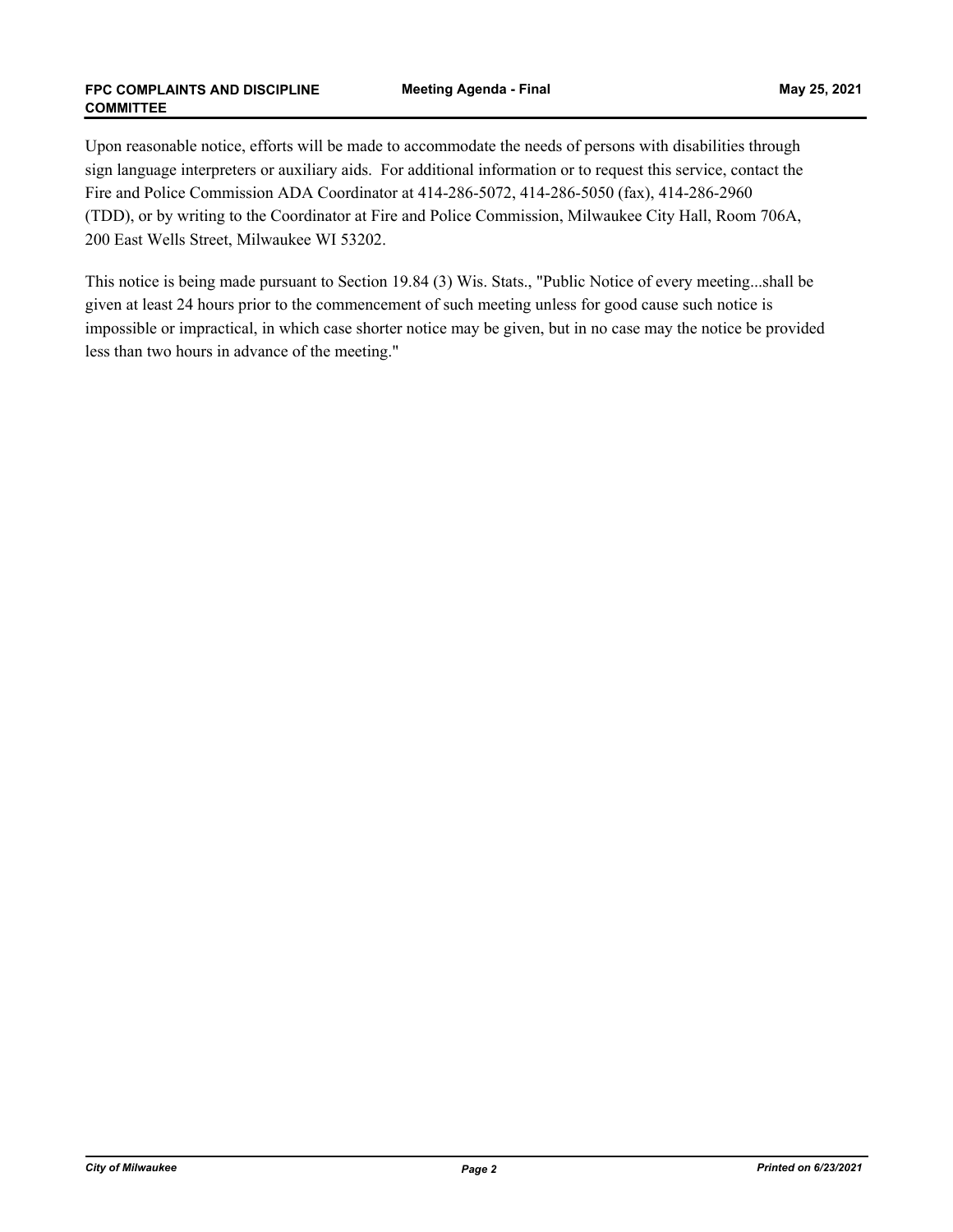Upon reasonable notice, efforts will be made to accommodate the needs of persons with disabilities through sign language interpreters or auxiliary aids. For additional information or to request this service, contact the Fire and Police Commission ADA Coordinator at 414-286-5072, 414-286-5050 (fax), 414-286-2960 (TDD), or by writing to the Coordinator at Fire and Police Commission, Milwaukee City Hall, Room 706A, 200 East Wells Street, Milwaukee WI 53202.

This notice is being made pursuant to Section 19.84 (3) Wis. Stats., "Public Notice of every meeting...shall be given at least 24 hours prior to the commencement of such meeting unless for good cause such notice is impossible or impractical, in which case shorter notice may be given, but in no case may the notice be provided less than two hours in advance of the meeting."